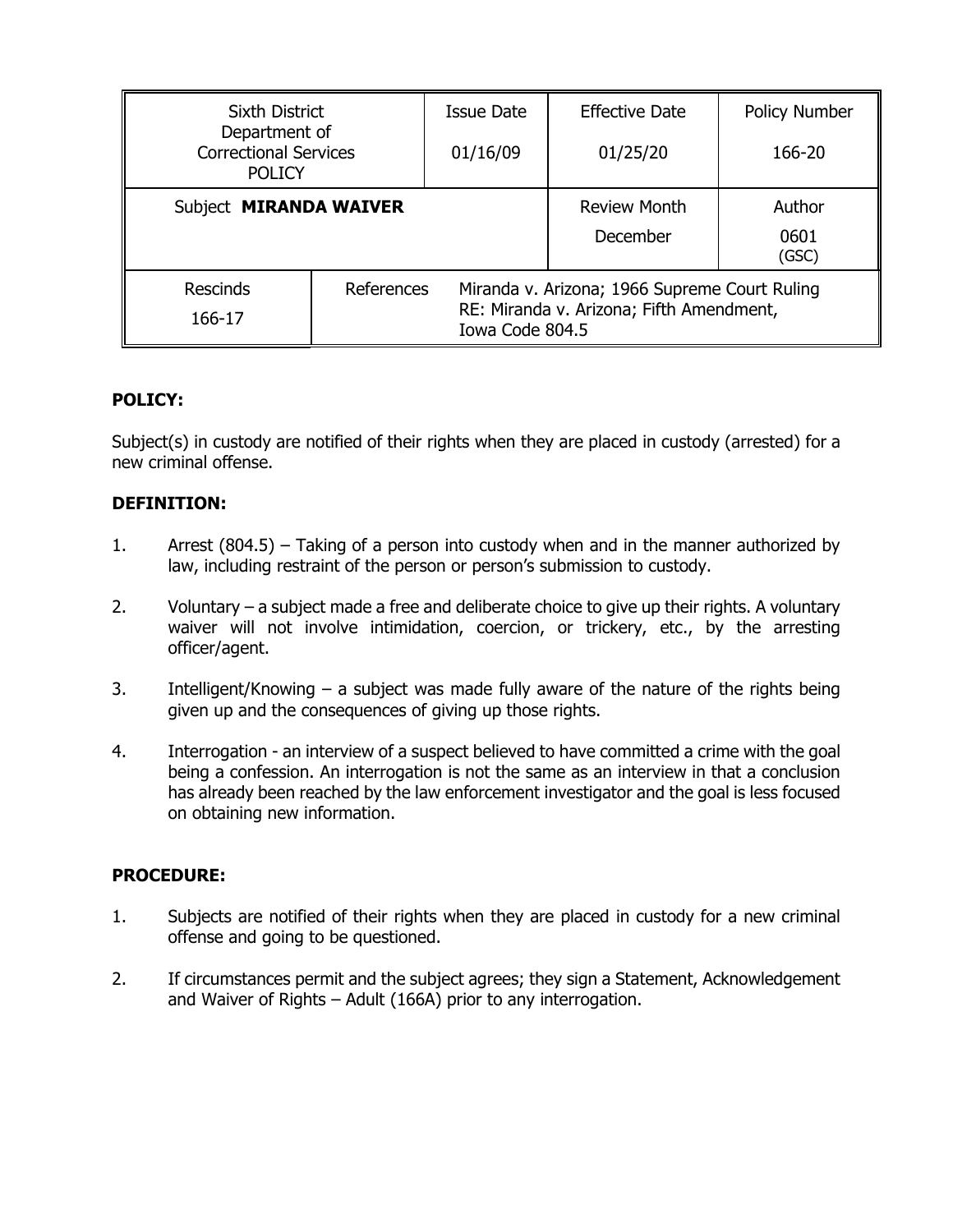| Sixth District Department of Correctional Services POLICY | | Issue Date<br>01/16/09 | Effective Date<br>01/25/20 | Policy Number<br>166-20 |
|---|---|---|---|---|
| Subject **MIRANDA WAIVER** | | | Review Month<br>December | Author<br>0601 (GSC) |
| Rescinds<br>166-17 | References | Miranda v. Arizona; 1966 Supreme Court Ruling RE: Miranda v. Arizona; Fifth Amendment, Iowa Code 804.5 | | |

**POLICY:**

Subject(s) in custody are notified of their rights when they are placed in custody (arrested) for a new criminal offense.

**DEFINITION:**

1. Arrest (804.5) – Taking of a person into custody when and in the manner authorized by law, including restraint of the person or person's submission to custody.

2. Voluntary – a subject made a free and deliberate choice to give up their rights. A voluntary waiver will not involve intimidation, coercion, or trickery, etc., by the arresting officer/agent.

3. Intelligent/Knowing – a subject was made fully aware of the nature of the rights being given up and the consequences of giving up those rights.

4. Interrogation - an interview of a suspect believed to have committed a crime with the goal being a confession. An interrogation is not the same as an interview in that a conclusion has already been reached by the law enforcement investigator and the goal is less focused on obtaining new information.

**PROCEDURE:**

1. Subjects are notified of their rights when they are placed in custody for a new criminal offense and going to be questioned.

2. If circumstances permit and the subject agrees; they sign a Statement, Acknowledgement and Waiver of Rights – Adult (166A) prior to any interrogation.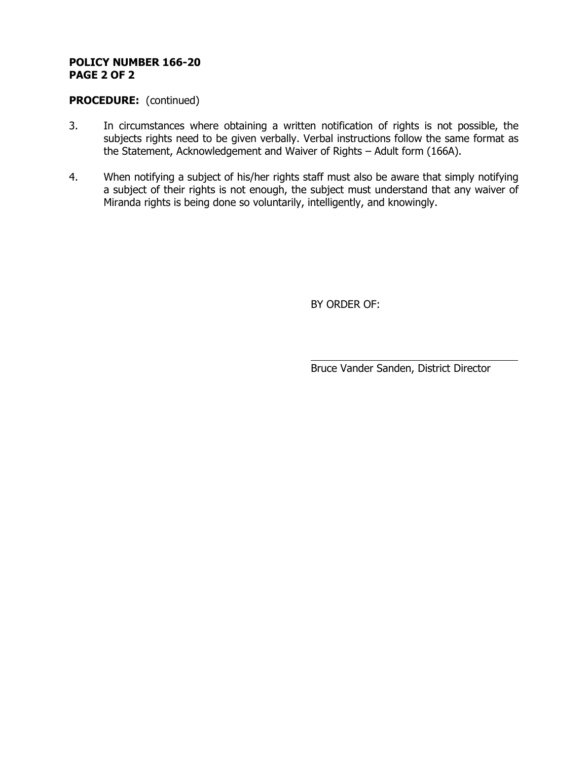**POLICY NUMBER 166-20**
**PAGE 2 OF 2**

**PROCEDURE:** (continued)

3. In circumstances where obtaining a written notification of rights is not possible, the subjects rights need to be given verbally. Verbal instructions follow the same format as the Statement, Acknowledgement and Waiver of Rights – Adult form (166A).

4. When notifying a subject of his/her rights staff must also be aware that simply notifying a subject of their rights is not enough, the subject must understand that any waiver of Miranda rights is being done so voluntarily, intelligently, and knowingly.

BY ORDER OF:

Bruce Vander Sanden, District Director